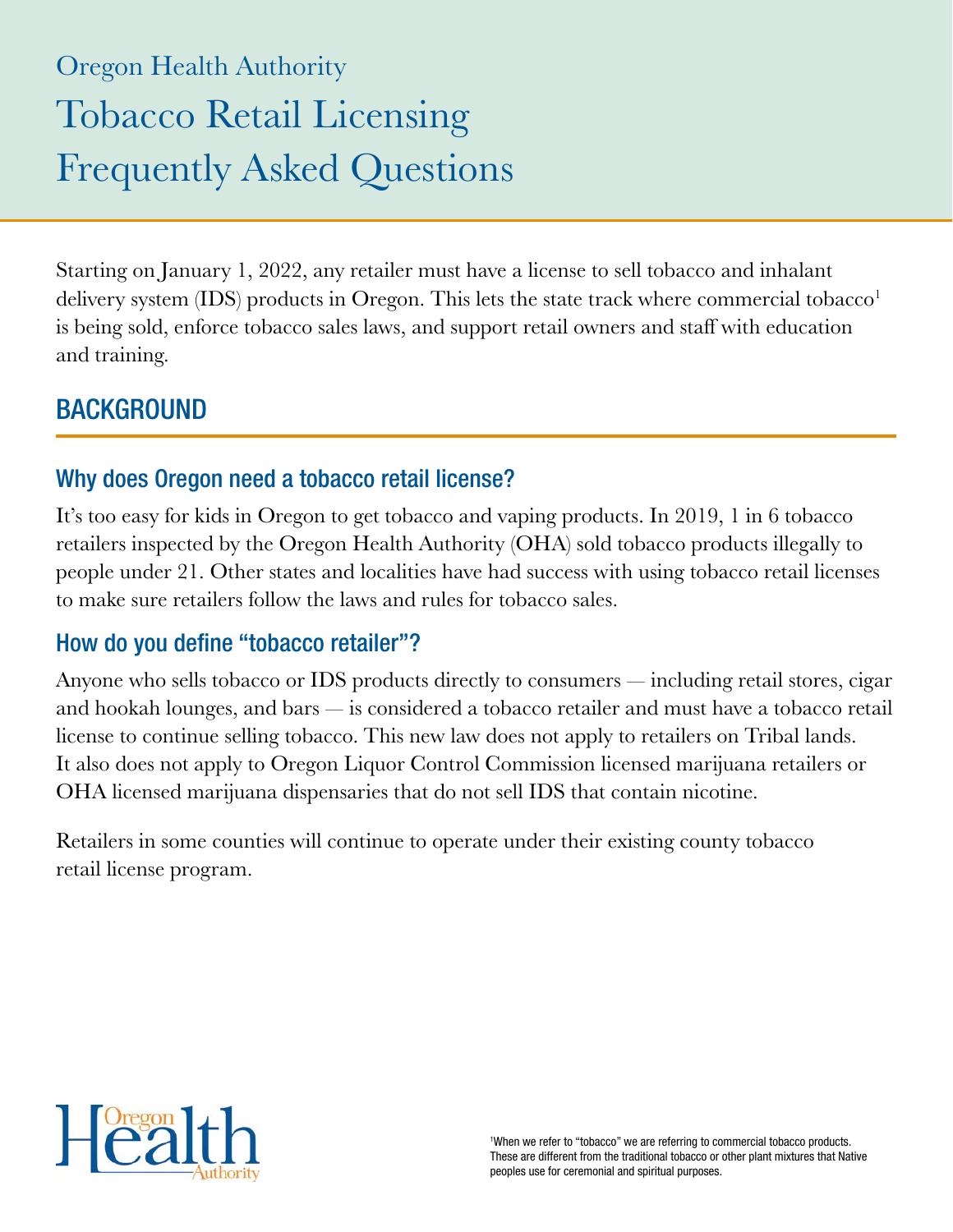Oregon Health Authority

# Tobacco Retail Licensing Frequently Asked Questions

Starting on January 1, 2022, any retailer must have a license to sell tobacco and inhalant delivery system (IDS) products in Oregon. This lets the state track where commercial tobacco[1] is being sold, enforce tobacco sales laws, and support retail owners and staff with education and training.

## BACKGROUND

### Why does Oregon need a tobacco retail license?

It's too easy for kids in Oregon to get tobacco and vaping products. In 2019, 1 in 6 tobacco retailers inspected by the Oregon Health Authority (OHA) sold tobacco products illegally to people under 21. Other states and localities have had success with using tobacco retail licenses to make sure retailers follow the laws and rules for tobacco sales.

### How do you define "tobacco retailer"?

Anyone who sells tobacco or IDS products directly to consumers — including retail stores, cigar and hookah lounges, and bars — is considered a tobacco retailer and must have a tobacco retail license to continue selling tobacco. This new law does not apply to retailers on Tribal lands. It also does not apply to Oregon Liquor Control Commission licensed marijuana retailers or OHA licensed marijuana dispensaries that do not sell IDS that contain nicotine.

Retailers in some counties will continue to operate under their existing county tobacco retail license program.

[1]When we refer to "tobacco" we are referring to commercial tobacco products. These are different from the traditional tobacco or other plant mixtures that Native peoples use for ceremonial and spiritual purposes.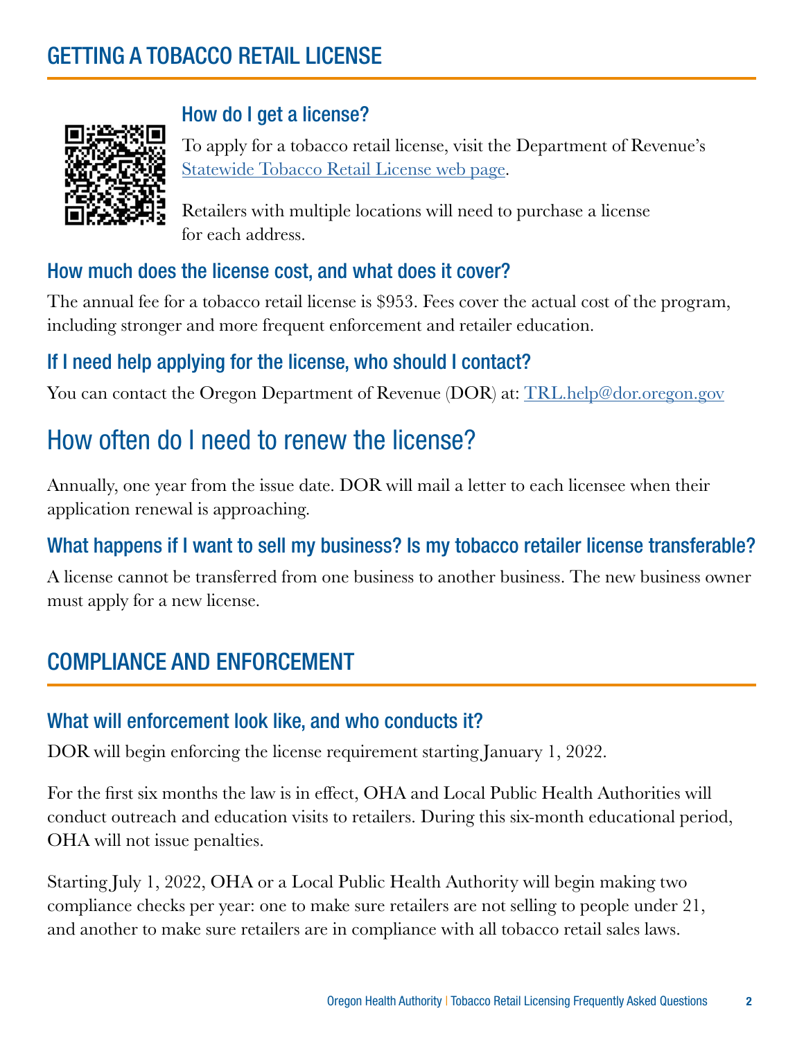## GETTING A TOBACCO RETAIL LICENSE

### How do I get a license?

To apply for a tobacco retail license, visit the Department of Revenue's [Statewide Tobacco Retail License web page](#).

Retailers with multiple locations will need to purchase a license for each address.

### How much does the license cost, and what does it cover?

The annual fee for a tobacco retail license is $953. Fees cover the actual cost of the program, including stronger and more frequent enforcement and retailer education.

### If I need help applying for the license, who should I contact?

You can contact the Oregon Department of Revenue (DOR) at: TRL.help@dor.oregon.gov

## How often do I need to renew the license?

Annually, one year from the issue date. DOR will mail a letter to each licensee when their application renewal is approaching.

### What happens if I want to sell my business? Is my tobacco retailer license transferable?

A license cannot be transferred from one business to another business. The new business owner must apply for a new license.

## COMPLIANCE AND ENFORCEMENT

### What will enforcement look like, and who conducts it?

DOR will begin enforcing the license requirement starting January 1, 2022.

For the first six months the law is in effect, OHA and Local Public Health Authorities will conduct outreach and education visits to retailers. During this six-month educational period, OHA will not issue penalties.

Starting July 1, 2022, OHA or a Local Public Health Authority will begin making two compliance checks per year: one to make sure retailers are not selling to people under 21, and another to make sure retailers are in compliance with all tobacco retail sales laws.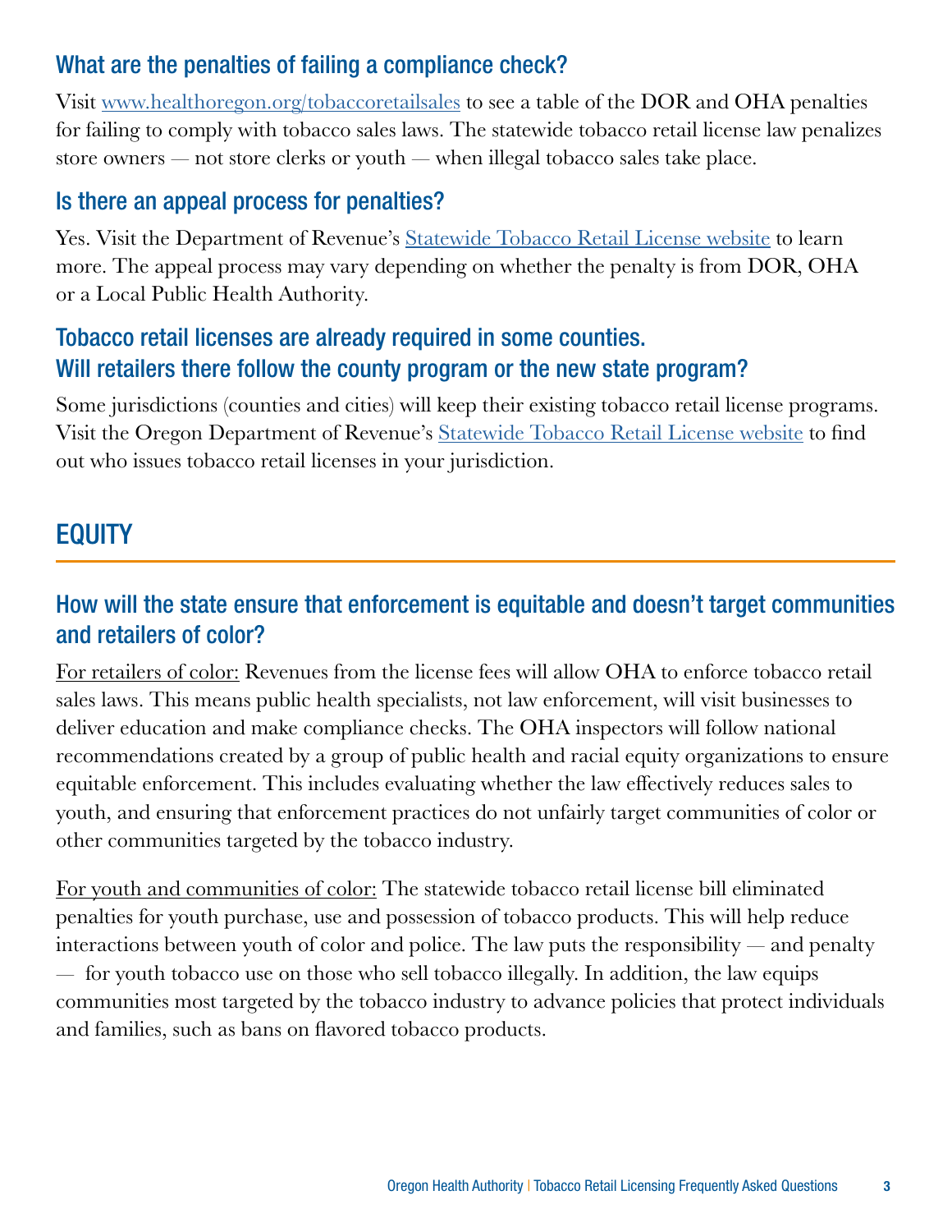### What are the penalties of failing a compliance check?

Visit [www.healthoregon.org/tobaccoretailsales](www.healthoregon.org/tobaccoretailsales) to see a table of the DOR and OHA penalties for failing to comply with tobacco sales laws. The statewide tobacco retail license law penalizes store owners — not store clerks or youth — when illegal tobacco sales take place.

### Is there an appeal process for penalties?

Yes. Visit the Department of Revenue's Statewide Tobacco Retail License website to learn more. The appeal process may vary depending on whether the penalty is from DOR, OHA or a Local Public Health Authority.

### Tobacco retail licenses are already required in some counties. Will retailers there follow the county program or the new state program?

Some jurisdictions (counties and cities) will keep their existing tobacco retail license programs. Visit the Oregon Department of Revenue's Statewide Tobacco Retail License website to find out who issues tobacco retail licenses in your jurisdiction.

## EQUITY

### How will the state ensure that enforcement is equitable and doesn't target communities and retailers of color?

For retailers of color: Revenues from the license fees will allow OHA to enforce tobacco retail sales laws. This means public health specialists, not law enforcement, will visit businesses to deliver education and make compliance checks. The OHA inspectors will follow national recommendations created by a group of public health and racial equity organizations to ensure equitable enforcement. This includes evaluating whether the law effectively reduces sales to youth, and ensuring that enforcement practices do not unfairly target communities of color or other communities targeted by the tobacco industry.

For youth and communities of color: The statewide tobacco retail license bill eliminated penalties for youth purchase, use and possession of tobacco products. This will help reduce interactions between youth of color and police. The law puts the responsibility — and penalty — for youth tobacco use on those who sell tobacco illegally. In addition, the law equips communities most targeted by the tobacco industry to advance policies that protect individuals and families, such as bans on flavored tobacco products.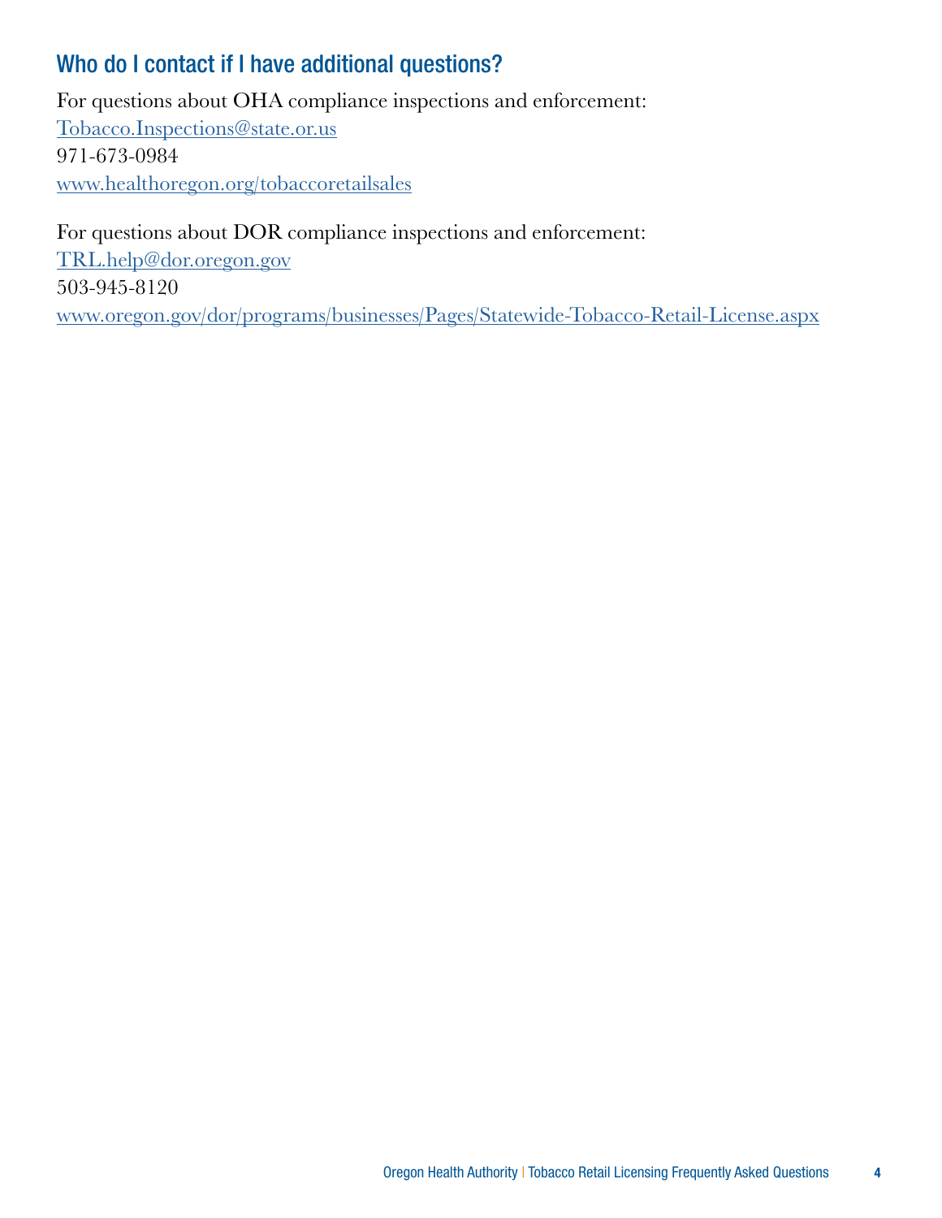## Who do I contact if I have additional questions?

For questions about OHA compliance inspections and enforcement:
Tobacco.Inspections@state.or.us
971-673-0984
www.healthoregon.org/tobaccoretailsales

For questions about DOR compliance inspections and enforcement:
TRL.help@dor.oregon.gov
503-945-8120
www.oregon.gov/dor/programs/businesses/Pages/Statewide-Tobacco-Retail-License.aspx